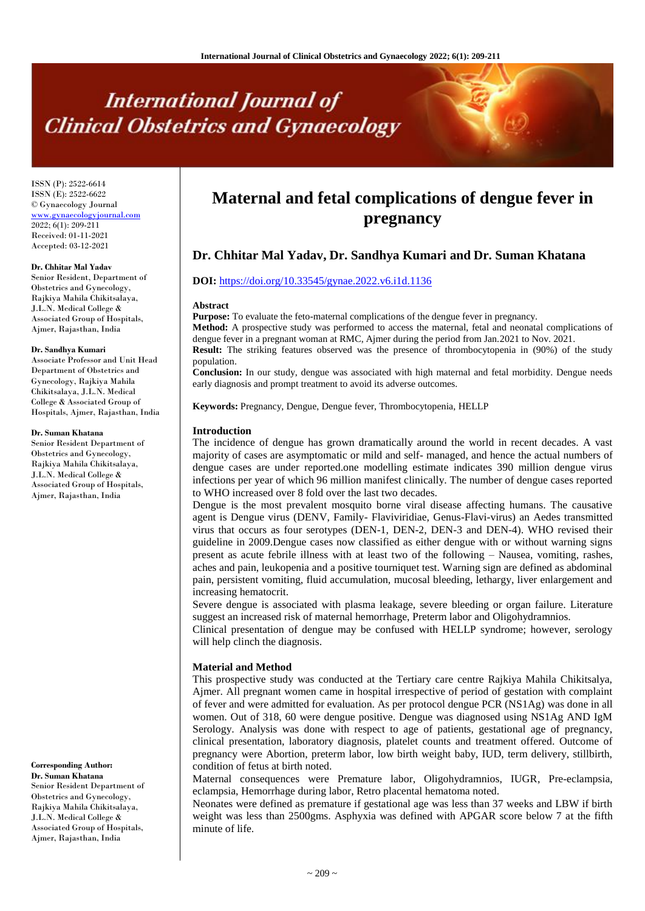# Maternal and fetal complications of dengue fever in pregnancy

**Dr. Chhitar Mal Yadav, Dr. Sandhya Kumari and Dr. Suman Khatana**

ISSN (P): 2522-6614
ISSN (E): 2522-6622
© Gynaecology Journal
www.gynaecologyjournal.com
2022; 6(1): 209-211
Received: 01-11-2021
Accepted: 03-12-2021

**Dr. Chhitar Mal Yadav**
Senior Resident, Department of Obstetrics and Gynecology, Rajkiya Mahila Chikitsalaya, J.L.N. Medical College & Associated Group of Hospitals, Ajmer, Rajasthan, India

**Dr. Sandhya Kumari**
Associate Professor and Unit Head Department of Obstetrics and Gynecology, Rajkiya Mahila Chikitsalaya, J.L.N. Medical College & Associated Group of Hospitals, Ajmer, Rajasthan, India

**Dr. Suman Khatana**
Senior Resident Department of Obstetrics and Gynecology, Rajkiya Mahila Chikitsalaya, J.L.N. Medical College & Associated Group of Hospitals, Ajmer, Rajasthan, India

**Corresponding Author:**
**Dr. Suman Khatana**
Senior Resident Department of Obstetrics and Gynecology, Rajkiya Mahila Chikitsalaya, J.L.N. Medical College & Associated Group of Hospitals, Ajmer, Rajasthan, India

**DOI:** https://doi.org/10.33545/gynae.2022.v6.i1d.1136

## Abstract

**Purpose:** To evaluate the feto-maternal complications of the dengue fever in pregnancy.

**Method:** A prospective study was performed to access the maternal, fetal and neonatal complications of dengue fever in a pregnant woman at RMC, Ajmer during the period from Jan.2021 to Nov. 2021.

**Result:** The striking features observed was the presence of thrombocytopenia in (90%) of the study population.

**Conclusion:** In our study, dengue was associated with high maternal and fetal morbidity. Dengue needs early diagnosis and prompt treatment to avoid its adverse outcomes.

**Keywords:** Pregnancy, Dengue, Dengue fever, Thrombocytopenia, HELLP

## Introduction

The incidence of dengue has grown dramatically around the world in recent decades. A vast majority of cases are asymptomatic or mild and self- managed, and hence the actual numbers of dengue cases are under reported.one modelling estimate indicates 390 million dengue virus infections per year of which 96 million manifest clinically. The number of dengue cases reported to WHO increased over 8 fold over the last two decades.

Dengue is the most prevalent mosquito borne viral disease affecting humans. The causative agent is Dengue virus (DENV, Family- Flaviviridiae, Genus-Flavi-virus) an Aedes transmitted virus that occurs as four serotypes (DEN-1, DEN-2, DEN-3 and DEN-4). WHO revised their guideline in 2009.Dengue cases now classified as either dengue with or without warning signs present as acute febrile illness with at least two of the following – Nausea, vomiting, rashes, aches and pain, leukopenia and a positive tourniquet test. Warning sign are defined as abdominal pain, persistent vomiting, fluid accumulation, mucosal bleeding, lethargy, liver enlargement and increasing hematocrit.

Severe dengue is associated with plasma leakage, severe bleeding or organ failure. Literature suggest an increased risk of maternal hemorrhage, Preterm labor and Oligohydramnios.

Clinical presentation of dengue may be confused with HELLP syndrome; however, serology will help clinch the diagnosis.

## Material and Method

This prospective study was conducted at the Tertiary care centre Rajkiya Mahila Chikitsalya, Ajmer. All pregnant women came in hospital irrespective of period of gestation with complaint of fever and were admitted for evaluation. As per protocol dengue PCR (NS1Ag) was done in all women. Out of 318, 60 were dengue positive. Dengue was diagnosed using NS1Ag AND IgM Serology. Analysis was done with respect to age of patients, gestational age of pregnancy, clinical presentation, laboratory diagnosis, platelet counts and treatment offered. Outcome of pregnancy were Abortion, preterm labor, low birth weight baby, IUD, term delivery, stillbirth, condition of fetus at birth noted.

Maternal consequences were Premature labor, Oligohydramnios, IUGR, Pre-eclampsia, eclampsia, Hemorrhage during labor, Retro placental hematoma noted.

Neonates were defined as premature if gestational age was less than 37 weeks and LBW if birth weight was less than 2500gms. Asphyxia was defined with APGAR score below 7 at the fifth minute of life.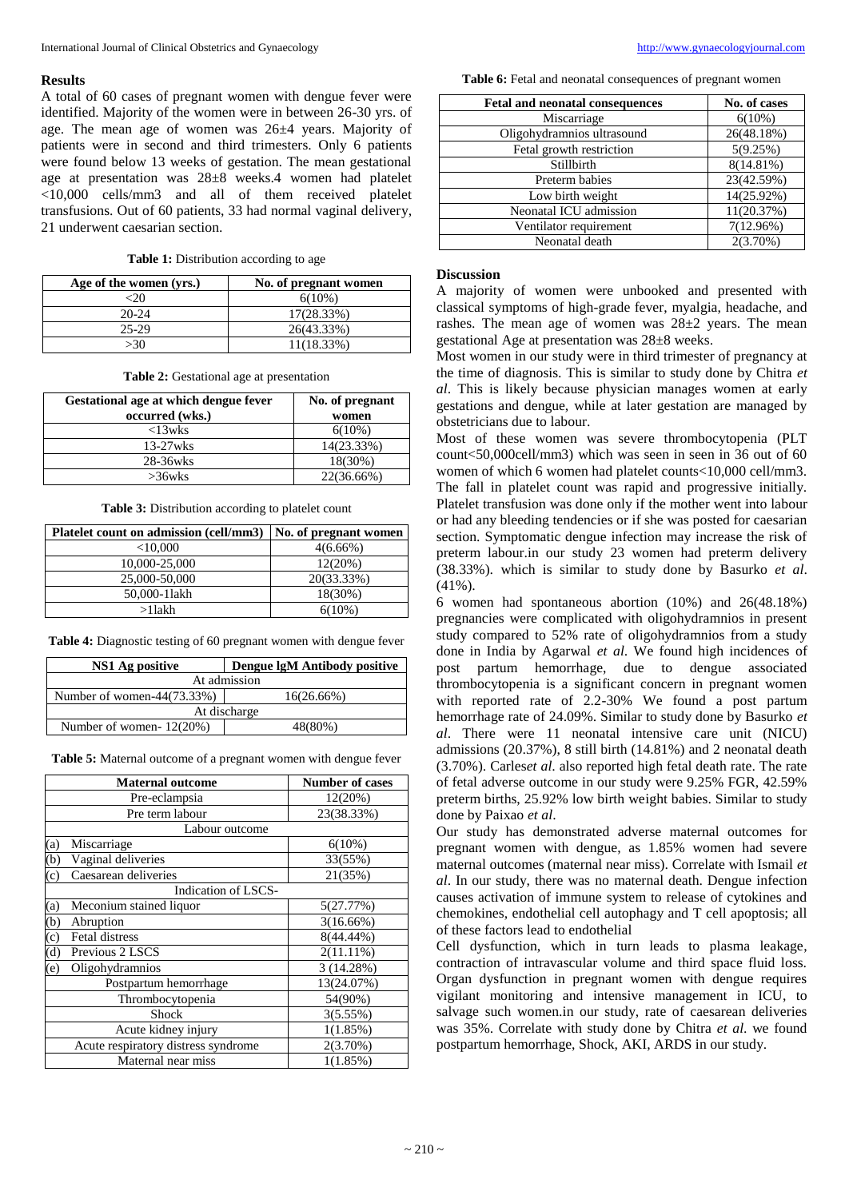## Results

A total of 60 cases of pregnant women with dengue fever were identified. Majority of the women were in between 26-30 yrs. of age. The mean age of women was 26±4 years. Majority of patients were in second and third trimesters. Only 6 patients were found below 13 weeks of gestation. The mean gestational age at presentation was 28±8 weeks.4 women had platelet <10,000 cells/mm3 and all of them received platelet transfusions. Out of 60 patients, 33 had normal vaginal delivery, 21 underwent caesarian section.

**Table 1:** Distribution according to age

| Age of the women (yrs.) | No. of pregnant women |
|---|---|
| <20 | 6(10%) |
| 20-24 | 17(28.33%) |
| 25-29 | 26(43.33%) |
| >30 | 11(18.33%) |

**Table 2:** Gestational age at presentation

| Gestational age at which dengue fever occurred (wks.) | No. of pregnant women |
|---|---|
| <13wks | 6(10%) |
| 13-27wks | 14(23.33%) |
| 28-36wks | 18(30%) |
| >36wks | 22(36.66%) |

**Table 3:** Distribution according to platelet count

| Platelet count on admission (cell/mm3) | No. of pregnant women |
|---|---|
| <10,000 | 4(6.66%) |
| 10,000-25,000 | 12(20%) |
| 25,000-50,000 | 20(33.33%) |
| 50,000-1lakh | 18(30%) |
| >1lakh | 6(10%) |

**Table 4:** Diagnostic testing of 60 pregnant women with dengue fever

| NS1 Ag positive | Dengue IgM Antibody positive |
|---|---|
| At admission | |
| Number of women-44(73.33%) | 16(26.66%) |
| At discharge | |
| Number of women- 12(20%) | 48(80%) |

**Table 5:** Maternal outcome of a pregnant women with dengue fever

| Maternal outcome | Number of cases |
|---|---|
| Pre-eclampsia | 12(20%) |
| Pre term labour | 23(38.33%) |
| Labour outcome | |
| (a) Miscarriage | 6(10%) |
| (b) Vaginal deliveries | 33(55%) |
| (c) Caesarean deliveries | 21(35%) |
| Indication of LSCS- | |
| (a) Meconium stained liquor | 5(27.77%) |
| (b) Abruption | 3(16.66%) |
| (c) Fetal distress | 8(44.44%) |
| (d) Previous 2 LSCS | 2(11.11%) |
| (e) Oligohydramnios | 3 (14.28%) |
| Postpartum hemorrhage | 13(24.07%) |
| Thrombocytopenia | 54(90%) |
| Shock | 3(5.55%) |
| Acute kidney injury | 1(1.85%) |
| Acute respiratory distress syndrome | 2(3.70%) |
| Maternal near miss | 1(1.85%) |

**Table 6:** Fetal and neonatal consequences of pregnant women

| Fetal and neonatal consequences | No. of cases |
|---|---|
| Miscarriage | 6(10%) |
| Oligohydramnios ultrasound | 26(48.18%) |
| Fetal growth restriction | 5(9.25%) |
| Stillbirth | 8(14.81%) |
| Preterm babies | 23(42.59%) |
| Low birth weight | 14(25.92%) |
| Neonatal ICU admission | 11(20.37%) |
| Ventilator requirement | 7(12.96%) |
| Neonatal death | 2(3.70%) |

## Discussion

A majority of women were unbooked and presented with classical symptoms of high-grade fever, myalgia, headache, and rashes. The mean age of women was 28±2 years. The mean gestational Age at presentation was 28±8 weeks.

Most women in our study were in third trimester of pregnancy at the time of diagnosis. This is similar to study done by Chitra *et al*. This is likely because physician manages women at early gestations and dengue, while at later gestation are managed by obstetricians due to labour.

Most of these women was severe thrombocytopenia (PLT count<50,000cell/mm3) which was seen in seen in 36 out of 60 women of which 6 women had platelet counts<10,000 cell/mm3. The fall in platelet count was rapid and progressive initially. Platelet transfusion was done only if the mother went into labour or had any bleeding tendencies or if she was posted for caesarian section. Symptomatic dengue infection may increase the risk of preterm labour.in our study 23 women had preterm delivery (38.33%). which is similar to study done by Basurko *et al*. (41%).

6 women had spontaneous abortion (10%) and 26(48.18%) pregnancies were complicated with oligohydramnios in present study compared to 52% rate of oligohydramnios from a study done in India by Agarwal *et al*. We found high incidences of post partum hemorrhage, due to dengue associated thrombocytopenia is a significant concern in pregnant women with reported rate of 2.2-30% We found a post partum hemorrhage rate of 24.09%. Similar to study done by Basurko *et al*. There were 11 neonatal intensive care unit (NICU) admissions (20.37%), 8 still birth (14.81%) and 2 neonatal death (3.70%). Carles*et al*. also reported high fetal death rate. The rate of fetal adverse outcome in our study were 9.25% FGR, 42.59% preterm births, 25.92% low birth weight babies. Similar to study done by Paixao *et al*.

Our study has demonstrated adverse maternal outcomes for pregnant women with dengue, as 1.85% women had severe maternal outcomes (maternal near miss). Correlate with Ismail *et al*. In our study, there was no maternal death. Dengue infection causes activation of immune system to release of cytokines and chemokines, endothelial cell autophagy and T cell apoptosis; all of these factors lead to endothelial

Cell dysfunction, which in turn leads to plasma leakage, contraction of intravascular volume and third space fluid loss. Organ dysfunction in pregnant women with dengue requires vigilant monitoring and intensive management in ICU, to salvage such women.in our study, rate of caesarean deliveries was 35%. Correlate with study done by Chitra *et al*. we found postpartum hemorrhage, Shock, AKI, ARDS in our study.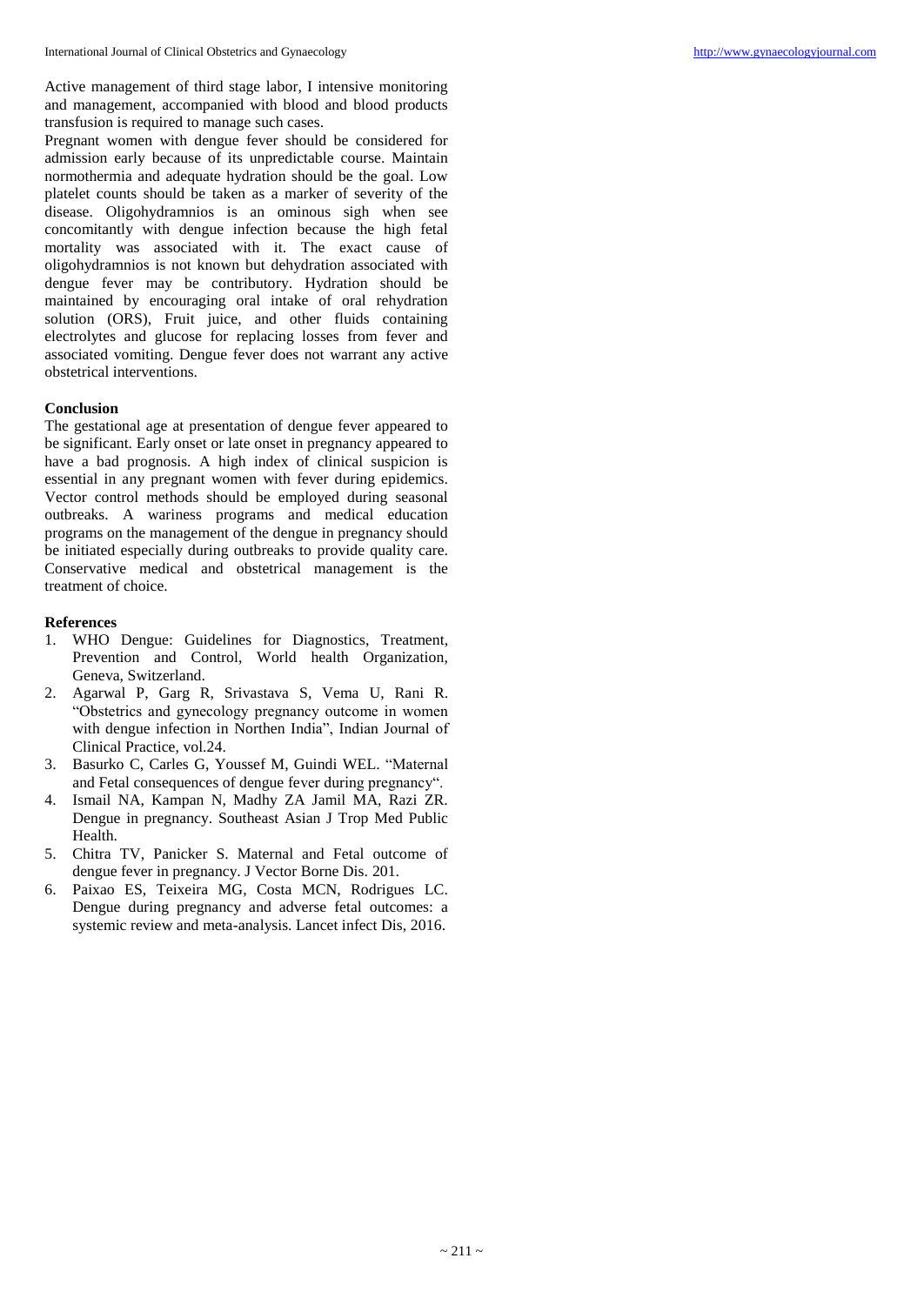Active management of third stage labor, I intensive monitoring and management, accompanied with blood and blood products transfusion is required to manage such cases.

Pregnant women with dengue fever should be considered for admission early because of its unpredictable course. Maintain normothermia and adequate hydration should be the goal. Low platelet counts should be taken as a marker of severity of the disease. Oligohydramnios is an ominous sigh when see concomitantly with dengue infection because the high fetal mortality was associated with it. The exact cause of oligohydramnios is not known but dehydration associated with dengue fever may be contributory. Hydration should be maintained by encouraging oral intake of oral rehydration solution (ORS), Fruit juice, and other fluids containing electrolytes and glucose for replacing losses from fever and associated vomiting. Dengue fever does not warrant any active obstetrical interventions.

## Conclusion

The gestational age at presentation of dengue fever appeared to be significant. Early onset or late onset in pregnancy appeared to have a bad prognosis. A high index of clinical suspicion is essential in any pregnant women with fever during epidemics. Vector control methods should be employed during seasonal outbreaks. A wariness programs and medical education programs on the management of the dengue in pregnancy should be initiated especially during outbreaks to provide quality care. Conservative medical and obstetrical management is the treatment of choice.

## References

1. WHO Dengue: Guidelines for Diagnostics, Treatment, Prevention and Control, World health Organization, Geneva, Switzerland.
2. Agarwal P, Garg R, Srivastava S, Vema U, Rani R. “Obstetrics and gynecology pregnancy outcome in women with dengue infection in Northen India”, Indian Journal of Clinical Practice, vol.24.
3. Basurko C, Carles G, Youssef M, Guindi WEL. “Maternal and Fetal consequences of dengue fever during pregnancy“.
4. Ismail NA, Kampan N, Madhy ZA Jamil MA, Razi ZR. Dengue in pregnancy. Southeast Asian J Trop Med Public Health.
5. Chitra TV, Panicker S. Maternal and Fetal outcome of dengue fever in pregnancy. J Vector Borne Dis. 201.
6. Paixao ES, Teixeira MG, Costa MCN, Rodrigues LC. Dengue during pregnancy and adverse fetal outcomes: a systemic review and meta-analysis. Lancet infect Dis, 2016.